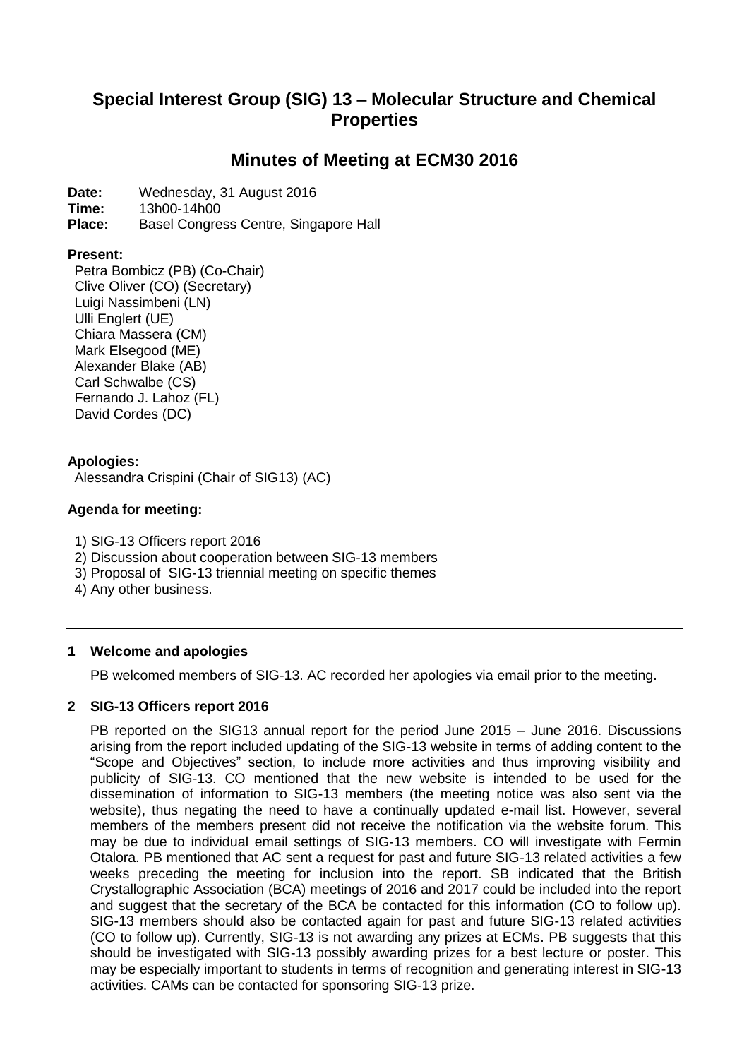# Special Interest Group (SIG) 13 – Molecular Structure and Chemical Properties

## Minutes of Meeting at ECM30 2016

**Date:** Wednesday, 31 August 2016
**Time:** 13h00-14h00
**Place:** Basel Congress Centre, Singapore Hall

**Present:**

Petra Bombicz (PB) (Co-Chair)
Clive Oliver (CO) (Secretary)
Luigi Nassimbeni (LN)
Ulli Englert (UE)
Chiara Massera (CM)
Mark Elsegood (ME)
Alexander Blake (AB)
Carl Schwalbe (CS)
Fernando J. Lahoz (FL)
David Cordes (DC)

**Apologies:**

Alessandra Crispini (Chair of SIG13) (AC)

**Agenda for meeting:**

1) SIG-13 Officers report 2016
2) Discussion about cooperation between SIG-13 members
3) Proposal of SIG-13 triennial meeting on specific themes
4) Any other business.

---

### 1 Welcome and apologies

PB welcomed members of SIG-13. AC recorded her apologies via email prior to the meeting.

### 2 SIG-13 Officers report 2016

PB reported on the SIG13 annual report for the period June 2015 – June 2016. Discussions arising from the report included updating of the SIG-13 website in terms of adding content to the "Scope and Objectives" section, to include more activities and thus improving visibility and publicity of SIG-13. CO mentioned that the new website is intended to be used for the dissemination of information to SIG-13 members (the meeting notice was also sent via the website), thus negating the need to have a continually updated e-mail list. However, several members of the members present did not receive the notification via the website forum. This may be due to individual email settings of SIG-13 members. CO will investigate with Fermin Otalora. PB mentioned that AC sent a request for past and future SIG-13 related activities a few weeks preceding the meeting for inclusion into the report. SB indicated that the British Crystallographic Association (BCA) meetings of 2016 and 2017 could be included into the report and suggest that the secretary of the BCA be contacted for this information (CO to follow up). SIG-13 members should also be contacted again for past and future SIG-13 related activities (CO to follow up). Currently, SIG-13 is not awarding any prizes at ECMs. PB suggests that this should be investigated with SIG-13 possibly awarding prizes for a best lecture or poster. This may be especially important to students in terms of recognition and generating interest in SIG-13 activities. CAMs can be contacted for sponsoring SIG-13 prize.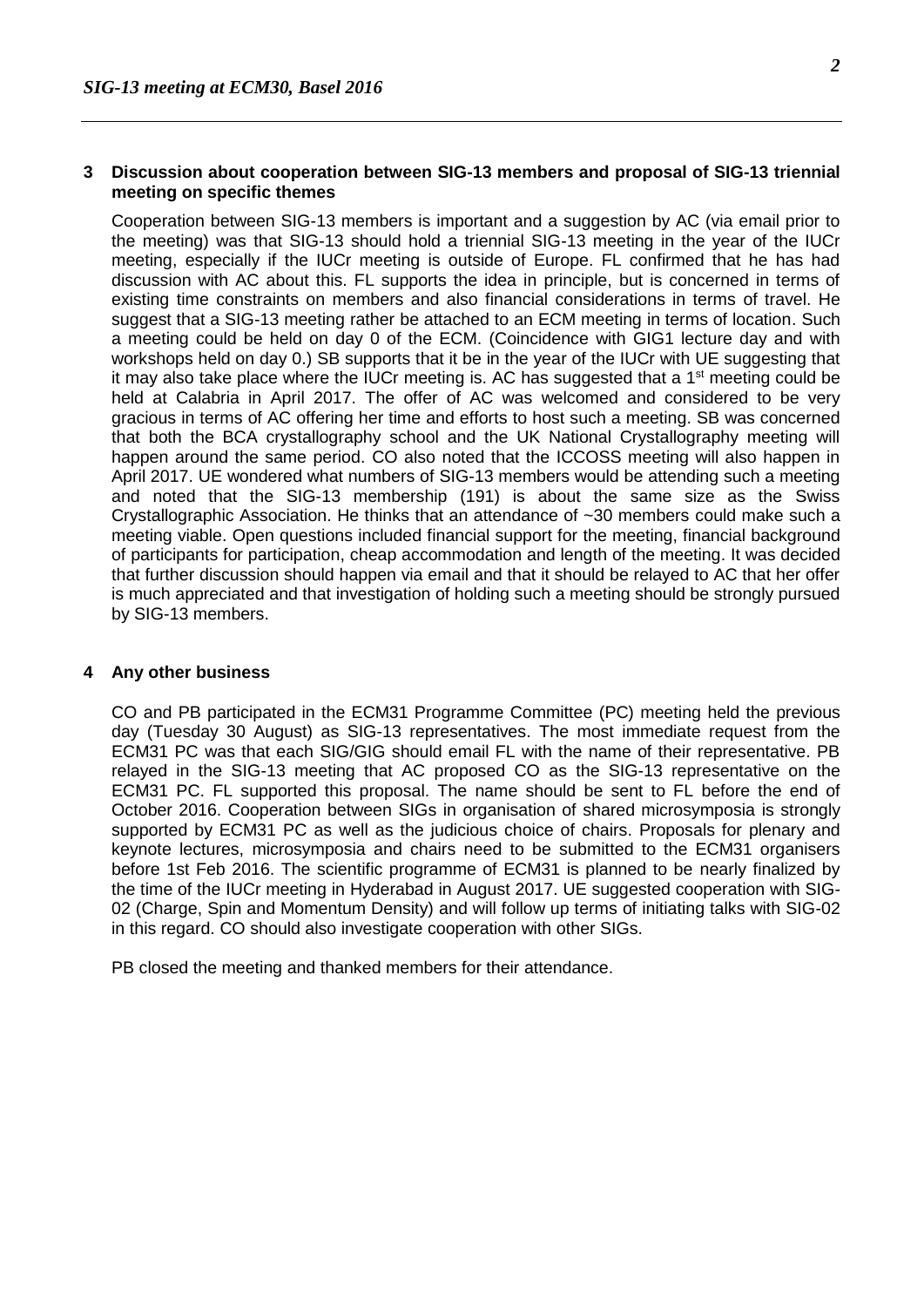## 3 Discussion about cooperation between SIG-13 members and proposal of SIG-13 triennial meeting on specific themes

Cooperation between SIG-13 members is important and a suggestion by AC (via email prior to the meeting) was that SIG-13 should hold a triennial SIG-13 meeting in the year of the IUCr meeting, especially if the IUCr meeting is outside of Europe. FL confirmed that he has had discussion with AC about this. FL supports the idea in principle, but is concerned in terms of existing time constraints on members and also financial considerations in terms of travel. He suggest that a SIG-13 meeting rather be attached to an ECM meeting in terms of location. Such a meeting could be held on day 0 of the ECM. (Coincidence with GIG1 lecture day and with workshops held on day 0.) SB supports that it be in the year of the IUCr with UE suggesting that it may also take place where the IUCr meeting is. AC has suggested that a 1st meeting could be held at Calabria in April 2017. The offer of AC was welcomed and considered to be very gracious in terms of AC offering her time and efforts to host such a meeting. SB was concerned that both the BCA crystallography school and the UK National Crystallography meeting will happen around the same period. CO also noted that the ICCOSS meeting will also happen in April 2017. UE wondered what numbers of SIG-13 members would be attending such a meeting and noted that the SIG-13 membership (191) is about the same size as the Swiss Crystallographic Association. He thinks that an attendance of ~30 members could make such a meeting viable. Open questions included financial support for the meeting, financial background of participants for participation, cheap accommodation and length of the meeting. It was decided that further discussion should happen via email and that it should be relayed to AC that her offer is much appreciated and that investigation of holding such a meeting should be strongly pursued by SIG-13 members.

## 4 Any other business

CO and PB participated in the ECM31 Programme Committee (PC) meeting held the previous day (Tuesday 30 August) as SIG-13 representatives. The most immediate request from the ECM31 PC was that each SIG/GIG should email FL with the name of their representative. PB relayed in the SIG-13 meeting that AC proposed CO as the SIG-13 representative on the ECM31 PC. FL supported this proposal. The name should be sent to FL before the end of October 2016. Cooperation between SIGs in organisation of shared microsymposia is strongly supported by ECM31 PC as well as the judicious choice of chairs. Proposals for plenary and keynote lectures, microsymposia and chairs need to be submitted to the ECM31 organisers before 1st Feb 2016. The scientific programme of ECM31 is planned to be nearly finalized by the time of the IUCr meeting in Hyderabad in August 2017. UE suggested cooperation with SIG-02 (Charge, Spin and Momentum Density) and will follow up terms of initiating talks with SIG-02 in this regard. CO should also investigate cooperation with other SIGs.

PB closed the meeting and thanked members for their attendance.